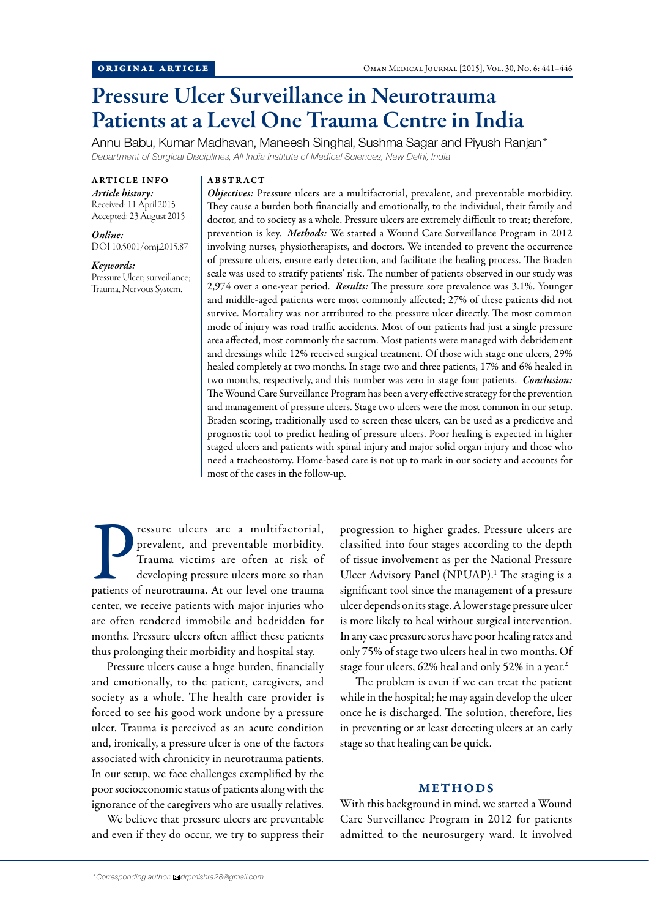ORIGINAL ARTICLE

# Pressure Ulcer Surveillance in Neurotrauma Patients at a Level One Trauma Centre in India

Annu Babu, Kumar Madhavan, Maneesh Singhal, Sushma Sagar and Piyush Ranjan*

*Department of Surgical Disciplines, All India Institute of Medical Sciences, New Delhi, India*

**ARTICLE INFO**

*Article history:*
Received: 11 April 2015
Accepted: 23 August 2015

*Online:*
DOI 10.5001/omj.2015.87

*Keywords:*
Pressure Ulcer; surveillance; Trauma, Nervous System.

**ABSTRACT**

***Objectives:*** Pressure ulcers are a multifactorial, prevalent, and preventable morbidity. They cause a burden both financially and emotionally, to the individual, their family and doctor, and to society as a whole. Pressure ulcers are extremely difficult to treat; therefore, prevention is key. ***Methods:*** We started a Wound Care Surveillance Program in 2012 involving nurses, physiotherapists, and doctors. We intended to prevent the occurrence of pressure ulcers, ensure early detection, and facilitate the healing process. The Braden scale was used to stratify patients' risk. The number of patients observed in our study was 2,974 over a one-year period. ***Results:*** The pressure sore prevalence was 3.1%. Younger and middle-aged patients were most commonly affected; 27% of these patients did not survive. Mortality was not attributed to the pressure ulcer directly. The most common mode of injury was road traffic accidents. Most of our patients had just a single pressure area affected, most commonly the sacrum. Most patients were managed with debridement and dressings while 12% received surgical treatment. Of those with stage one ulcers, 29% healed completely at two months. In stage two and three patients, 17% and 6% healed in two months, respectively, and this number was zero in stage four patients. ***Conclusion:*** The Wound Care Surveillance Program has been a very effective strategy for the prevention and management of pressure ulcers. Stage two ulcers were the most common in our setup. Braden scoring, traditionally used to screen these ulcers, can be used as a predictive and prognostic tool to predict healing of pressure ulcers. Poor healing is expected in higher staged ulcers and patients with spinal injury and major solid organ injury and those who need a tracheostomy. Home-based care is not up to mark in our society and accounts for most of the cases in the follow-up.

Pressure ulcers are a multifactorial, prevalent, and preventable morbidity. Trauma victims are often at risk of developing pressure ulcers more so than patients of neurotrauma. At our level one trauma center, we receive patients with major injuries who are often rendered immobile and bedridden for months. Pressure ulcers often afflict these patients thus prolonging their morbidity and hospital stay.

Pressure ulcers cause a huge burden, financially and emotionally, to the patient, caregivers, and society as a whole. The health care provider is forced to see his good work undone by a pressure ulcer. Trauma is perceived as an acute condition and, ironically, a pressure ulcer is one of the factors associated with chronicity in neurotrauma patients. In our setup, we face challenges exemplified by the poor socioeconomic status of patients along with the ignorance of the caregivers who are usually relatives.

We believe that pressure ulcers are preventable and even if they do occur, we try to suppress their progression to higher grades. Pressure ulcers are classified into four stages according to the depth of tissue involvement as per the National Pressure Ulcer Advisory Panel (NPUAP).[1] The staging is a significant tool since the management of a pressure ulcer depends on its stage. A lower stage pressure ulcer is more likely to heal without surgical intervention. In any case pressure sores have poor healing rates and only 75% of stage two ulcers heal in two months. Of stage four ulcers, 62% heal and only 52% in a year.[2]

The problem is even if we can treat the patient while in the hospital; he may again develop the ulcer once he is discharged. The solution, therefore, lies in preventing or at least detecting ulcers at an early stage so that healing can be quick.

## METHODS

With this background in mind, we started a Wound Care Surveillance Program in 2012 for patients admitted to the neurosurgery ward. It involved

*Corresponding author: drpmishra28@gmail.com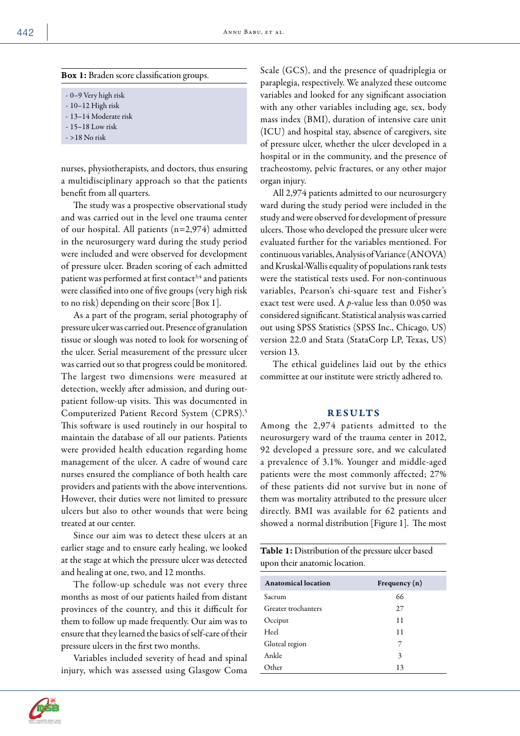**Box 1:** Braden score classification groups.

- 0–9 Very high risk
- 10–12 High risk
- 13–14 Moderate risk
- 15–18 Low risk
- >18 No risk

nurses, physiotherapists, and doctors, thus ensuring a multidisciplinary approach so that the patients benefit from all quarters.

The study was a prospective observational study and was carried out in the level one trauma center of our hospital. All patients (n=2,974) admitted in the neurosurgery ward during the study period were included and were observed for development of pressure ulcer. Braden scoring of each admitted patient was performed at first contact[3,4] and patients were classified into one of five groups (very high risk to no risk) depending on their score [Box 1].

As a part of the program, serial photography of pressure ulcer was carried out. Presence of granulation tissue or slough was noted to look for worsening of the ulcer. Serial measurement of the pressure ulcer was carried out so that progress could be monitored. The largest two dimensions were measured at detection, weekly after admission, and during outpatient follow-up visits. This was documented in Computerized Patient Record System (CPRS).[5] This software is used routinely in our hospital to maintain the database of all our patients. Patients were provided health education regarding home management of the ulcer. A cadre of wound care nurses ensured the compliance of both health care providers and patients with the above interventions. However, their duties were not limited to pressure ulcers but also to other wounds that were being treated at our center.

Since our aim was to detect these ulcers at an earlier stage and to ensure early healing, we looked at the stage at which the pressure ulcer was detected and healing at one, two, and 12 months.

The follow-up schedule was not every three months as most of our patients hailed from distant provinces of the country, and this it difficult for them to follow up made frequently. Our aim was to ensure that they learned the basics of self-care of their pressure ulcers in the first two months.

Variables included severity of head and spinal injury, which was assessed using Glasgow Coma Scale (GCS), and the presence of quadriplegia or paraplegia, respectively. We analyzed these outcome variables and looked for any significant association with any other variables including age, sex, body mass index (BMI), duration of intensive care unit (ICU) and hospital stay, absence of caregivers, site of pressure ulcer, whether the ulcer developed in a hospital or in the community, and the presence of tracheostomy, pelvic fractures, or any other major organ injury.

All 2,974 patients admitted to our neurosurgery ward during the study period were included in the study and were observed for development of pressure ulcers. Those who developed the pressure ulcer were evaluated further for the variables mentioned. For continuous variables, Analysis of Variance (ANOVA) and Kruskal-Wallis equality of populations rank tests were the statistical tests used. For non-continuous variables, Pearson's chi-square test and Fisher's exact test were used. A $p$-value less than 0.050 was considered significant. Statistical analysis was carried out using SPSS Statistics (SPSS Inc., Chicago, US) version 22.0 and Stata (StataCorp LP, Texas, US) version 13.

The ethical guidelines laid out by the ethics committee at our institute were strictly adhered to.

## RESULTS

Among the 2,974 patients admitted to the neurosurgery ward of the trauma center in 2012, 92 developed a pressure sore, and we calculated a prevalence of 3.1%. Younger and middle-aged patients were the most commonly affected; 27% of these patients did not survive but in none of them was mortality attributed to the pressure ulcer directly. BMI was available for 62 patients and showed a normal distribution [Figure 1]. The most

**Table 1:** Distribution of the pressure ulcer based upon their anatomic location.

| Anatomical location | Frequency (n) |
|---|---|
| Sacrum | 66 |
| Greater trochanters | 27 |
| Occiput | 11 |
| Heel | 11 |
| Gluteal region | 7 |
| Ankle | 3 |
| Other | 13 |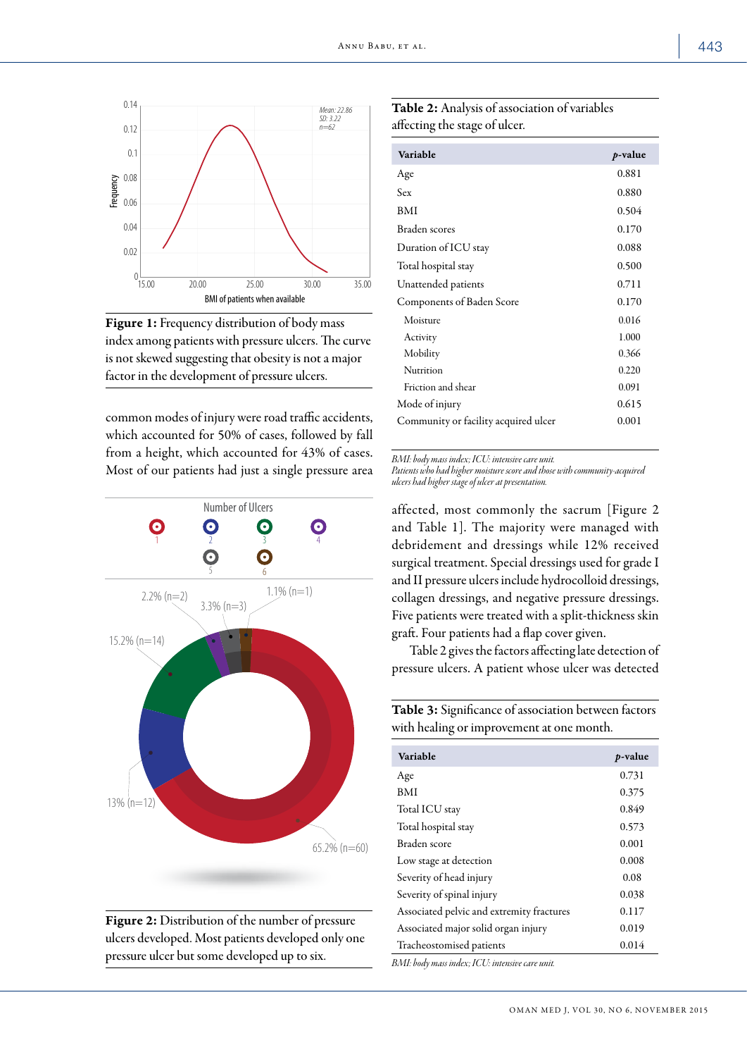**Figure 1:** Frequency distribution of body mass index among patients with pressure ulcers. The curve is not skewed suggesting that obesity is not a major factor in the development of pressure ulcers.

common modes of injury were road traffic accidents, which accounted for 50% of cases, followed by fall from a height, which accounted for 43% of cases. Most of our patients had just a single pressure area affected, most commonly the sacrum [Figure 2 and Table 1]. The majority were managed with debridement and dressings while 12% received surgical treatment. Special dressings used for grade I and II pressure ulcers include hydrocolloid dressings, collagen dressings, and negative pressure dressings. Five patients were treated with a split-thickness skin graft. Four patients had a flap cover given.

Table 2 gives the factors affecting late detection of pressure ulcers. A patient whose ulcer was detected

**Figure 2:** Distribution of the number of pressure ulcers developed. Most patients developed only one pressure ulcer but some developed up to six.

**Table 2:** Analysis of association of variables affecting the stage of ulcer.

| Variable | $p$-value |
|---|---|
| Age | 0.881 |
| Sex | 0.880 |
| BMI | 0.504 |
| Braden scores | 0.170 |
| Duration of ICU stay | 0.088 |
| Total hospital stay | 0.500 |
| Unattended patients | 0.711 |
| Components of Baden Score | 0.170 |
| Moisture | 0.016 |
| Activity | 1.000 |
| Mobility | 0.366 |
| Nutrition | 0.220 |
| Friction and shear | 0.091 |
| Mode of injury | 0.615 |
| Community or facility acquired ulcer | 0.001 |

*BMI: body mass index; ICU: intensive care unit.*
*Patients who had higher moisture score and those with community-acquired ulcers had higher stage of ulcer at presentation.*

**Table 3:** Significance of association between factors with healing or improvement at one month.

| Variable | $p$-value |
|---|---|
| Age | 0.731 |
| BMI | 0.375 |
| Total ICU stay | 0.849 |
| Total hospital stay | 0.573 |
| Braden score | 0.001 |
| Low stage at detection | 0.008 |
| Severity of head injury | 0.08 |
| Severity of spinal injury | 0.038 |
| Associated pelvic and extremity fractures | 0.117 |
| Associated major solid organ injury | 0.019 |
| Tracheostomised patients | 0.014 |

*BMI: body mass index; ICU: intensive care unit.*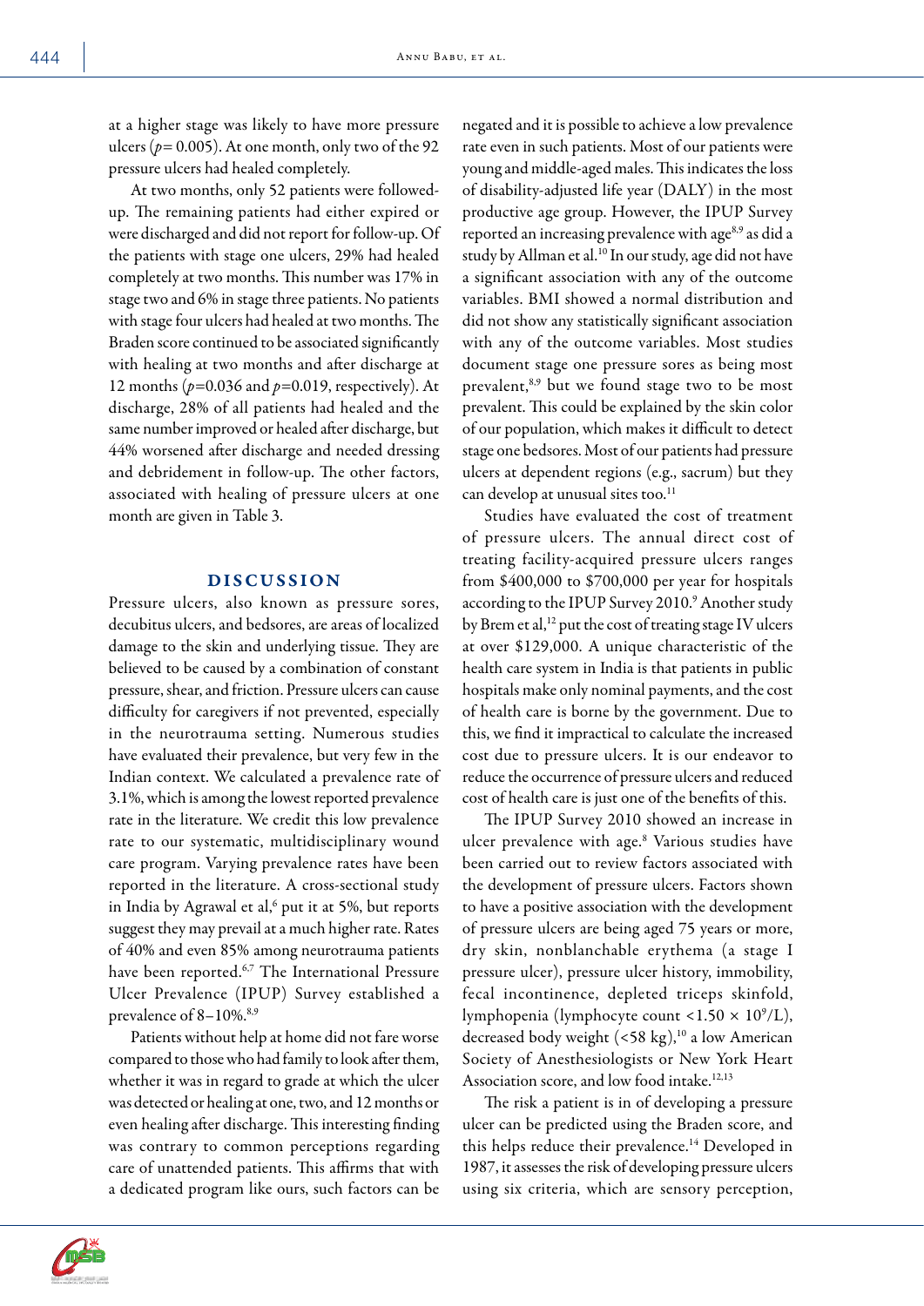at a higher stage was likely to have more pressure ulcers ($p = 0.005$). At one month, only two of the 92 pressure ulcers had healed completely.

At two months, only 52 patients were followed-up. The remaining patients had either expired or were discharged and did not report for follow-up. Of the patients with stage one ulcers, 29% had healed completely at two months. This number was 17% in stage two and 6% in stage three patients. No patients with stage four ulcers had healed at two months. The Braden score continued to be associated significantly with healing at two months and after discharge at 12 months ($p=0.036$ and $p=0.019$, respectively). At discharge, 28% of all patients had healed and the same number improved or healed after discharge, but 44% worsened after discharge and needed dressing and debridement in follow-up. The other factors, associated with healing of pressure ulcers at one month are given in Table 3.

## DISCUSSION

Pressure ulcers, also known as pressure sores, decubitus ulcers, and bedsores, are areas of localized damage to the skin and underlying tissue. They are believed to be caused by a combination of constant pressure, shear, and friction. Pressure ulcers can cause difficulty for caregivers if not prevented, especially in the neurotrauma setting. Numerous studies have evaluated their prevalence, but very few in the Indian context. We calculated a prevalence rate of 3.1%, which is among the lowest reported prevalence rate in the literature. We credit this low prevalence rate to our systematic, multidisciplinary wound care program. Varying prevalence rates have been reported in the literature. A cross-sectional study in India by Agrawal et al,[6] put it at 5%, but reports suggest they may prevail at a much higher rate. Rates of 40% and even 85% among neurotrauma patients have been reported.[6,7] The International Pressure Ulcer Prevalence (IPUP) Survey established a prevalence of 8–10%.[8,9]

Patients without help at home did not fare worse compared to those who had family to look after them, whether it was in regard to grade at which the ulcer was detected or healing at one, two, and 12 months or even healing after discharge. This interesting finding was contrary to common perceptions regarding care of unattended patients. This affirms that with a dedicated program like ours, such factors can be negated and it is possible to achieve a low prevalence rate even in such patients. Most of our patients were young and middle-aged males. This indicates the loss of disability-adjusted life year (DALY) in the most productive age group. However, the IPUP Survey reported an increasing prevalence with age[8,9] as did a study by Allman et al.[10] In our study, age did not have a significant association with any of the outcome variables. BMI showed a normal distribution and did not show any statistically significant association with any of the outcome variables. Most studies document stage one pressure sores as being most prevalent,[8,9] but we found stage two to be most prevalent. This could be explained by the skin color of our population, which makes it difficult to detect stage one bedsores. Most of our patients had pressure ulcers at dependent regions (e.g., sacrum) but they can develop at unusual sites too.[11]

Studies have evaluated the cost of treatment of pressure ulcers. The annual direct cost of treating facility-acquired pressure ulcers ranges from $400,000 to $700,000 per year for hospitals according to the IPUP Survey 2010.[9] Another study by Brem et al,[12] put the cost of treating stage IV ulcers at over $129,000. A unique characteristic of the health care system in India is that patients in public hospitals make only nominal payments, and the cost of health care is borne by the government. Due to this, we find it impractical to calculate the increased cost due to pressure ulcers. It is our endeavor to reduce the occurrence of pressure ulcers and reduced cost of health care is just one of the benefits of this.

The IPUP Survey 2010 showed an increase in ulcer prevalence with age.[8] Various studies have been carried out to review factors associated with the development of pressure ulcers. Factors shown to have a positive association with the development of pressure ulcers are being aged 75 years or more, dry skin, nonblanchable erythema (a stage I pressure ulcer), pressure ulcer history, immobility, fecal incontinence, depleted triceps skinfold, lymphopenia (lymphocyte count $<1.50 \times 10^9/L$), decreased body weight ($<58$ kg),[10] a low American Society of Anesthesiologists or New York Heart Association score, and low food intake.[12,13]

The risk a patient is in of developing a pressure ulcer can be predicted using the Braden score, and this helps reduce their prevalence.[14] Developed in 1987, it assesses the risk of developing pressure ulcers using six criteria, which are sensory perception,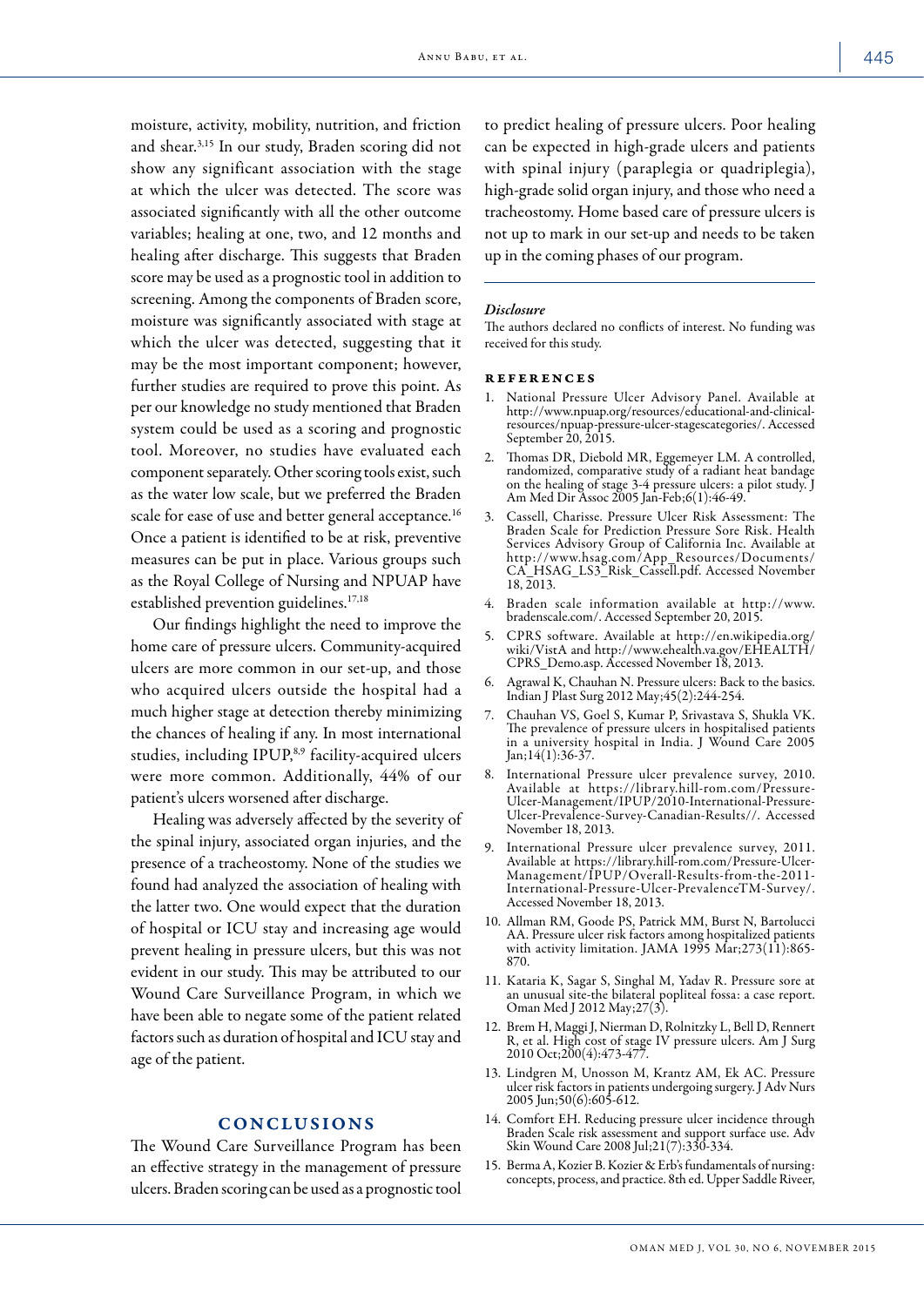moisture, activity, mobility, nutrition, and friction and shear.[3,15] In our study, Braden scoring did not show any significant association with the stage at which the ulcer was detected. The score was associated significantly with all the other outcome variables; healing at one, two, and 12 months and healing after discharge. This suggests that Braden score may be used as a prognostic tool in addition to screening. Among the components of Braden score, moisture was significantly associated with stage at which the ulcer was detected, suggesting that it may be the most important component; however, further studies are required to prove this point. As per our knowledge no study mentioned that Braden system could be used as a scoring and prognostic tool. Moreover, no studies have evaluated each component separately. Other scoring tools exist, such as the water low scale, but we preferred the Braden scale for ease of use and better general acceptance.[16] Once a patient is identified to be at risk, preventive measures can be put in place. Various groups such as the Royal College of Nursing and NPUAP have established prevention guidelines.[17,18]

Our findings highlight the need to improve the home care of pressure ulcers. Community-acquired ulcers are more common in our set-up, and those who acquired ulcers outside the hospital had a much higher stage at detection thereby minimizing the chances of healing if any. In most international studies, including IPUP,[8,9] facility-acquired ulcers were more common. Additionally, 44% of our patient's ulcers worsened after discharge.

Healing was adversely affected by the severity of the spinal injury, associated organ injuries, and the presence of a tracheostomy. None of the studies we found had analyzed the association of healing with the latter two. One would expect that the duration of hospital or ICU stay and increasing age would prevent healing in pressure ulcers, but this was not evident in our study. This may be attributed to our Wound Care Surveillance Program, in which we have been able to negate some of the patient related factors such as duration of hospital and ICU stay and age of the patient.

## CONCLUSIONS

The Wound Care Surveillance Program has been an effective strategy in the management of pressure ulcers. Braden scoring can be used as a prognostic tool to predict healing of pressure ulcers. Poor healing can be expected in high-grade ulcers and patients with spinal injury (paraplegia or quadriplegia), high-grade solid organ injury, and those who need a tracheostomy. Home based care of pressure ulcers is not up to mark in our set-up and needs to be taken up in the coming phases of our program.

### *Disclosure*

The authors declared no conflicts of interest. No funding was received for this study.

## REFERENCES

1. National Pressure Ulcer Advisory Panel. Available at http://www.npuap.org/resources/educational-and-clinical-resources/npuap-pressure-ulcer-stagescategories/. Accessed September 20, 2015.
2. Thomas DR, Diebold MR, Eggemeyer LM. A controlled, randomized, comparative study of a radiant heat bandage on the healing of stage 3-4 pressure ulcers: a pilot study. J Am Med Dir Assoc 2005 Jan-Feb;6(1):46-49.
3. Cassell, Charisse. Pressure Ulcer Risk Assessment: The Braden Scale for Prediction Pressure Sore Risk. Health Services Advisory Group of California Inc. Available at http://www.hsag.com/App_Resources/Documents/CA_HSAG_LS3_Risk_Cassell.pdf. Accessed November 18, 2013.
4. Braden scale information available at http://www.bradenscale.com/. Accessed September 20, 2015.
5. CPRS software. Available at http://en.wikipedia.org/wiki/VistA and http://www.ehealth.va.gov/EHEALTH/CPRS_Demo.asp. Accessed November 18, 2013.
6. Agrawal K, Chauhan N. Pressure ulcers: Back to the basics. Indian J Plast Surg 2012 May;45(2):244-254.
7. Chauhan VS, Goel S, Kumar P, Srivastava S, Shukla VK. The prevalence of pressure ulcers in hospitalised patients in a university hospital in India. J Wound Care 2005 Jan;14(1):36-37.
8. International Pressure ulcer prevalence survey, 2010. Available at https://library.hill-rom.com/Pressure-Ulcer-Management/IPUP/2010-International-Pressure-Ulcer-Prevalence-Survey-Canadian-Results//. Accessed November 18, 2013.
9. International Pressure ulcer prevalence survey, 2011. Available at https://library.hill-rom.com/Pressure-Ulcer-Management/IPUP/Overall-Results-from-the-2011-International-Pressure-Ulcer-PrevalenceTM-Survey/. Accessed November 18, 2013.
10. Allman RM, Goode PS, Patrick MM, Burst N, Bartolucci AA. Pressure ulcer risk factors among hospitalized patients with activity limitation. JAMA 1995 Mar;273(11):865-870.
11. Kataria K, Sagar S, Singhal M, Yadav R. Pressure sore at an unusual site-the bilateral popliteal fossa: a case report. Oman Med J 2012 May;27(3).
12. Brem H, Maggi J, Nierman D, Rolnitzky L, Bell D, Rennert R, et al. High cost of stage IV pressure ulcers. Am J Surg 2010 Oct;200(4):473-477.
13. Lindgren M, Unosson M, Krantz AM, Ek AC. Pressure ulcer risk factors in patients undergoing surgery. J Adv Nurs 2005 Jun;50(6):605-612.
14. Comfort EH. Reducing pressure ulcer incidence through Braden Scale risk assessment and support surface use. Adv Skin Wound Care 2008 Jul;21(7):330-334.
15. Berma A, Kozier B. Kozier & Erb's fundamentals of nursing: concepts, process, and practice. 8th ed. Upper Saddle Riveer,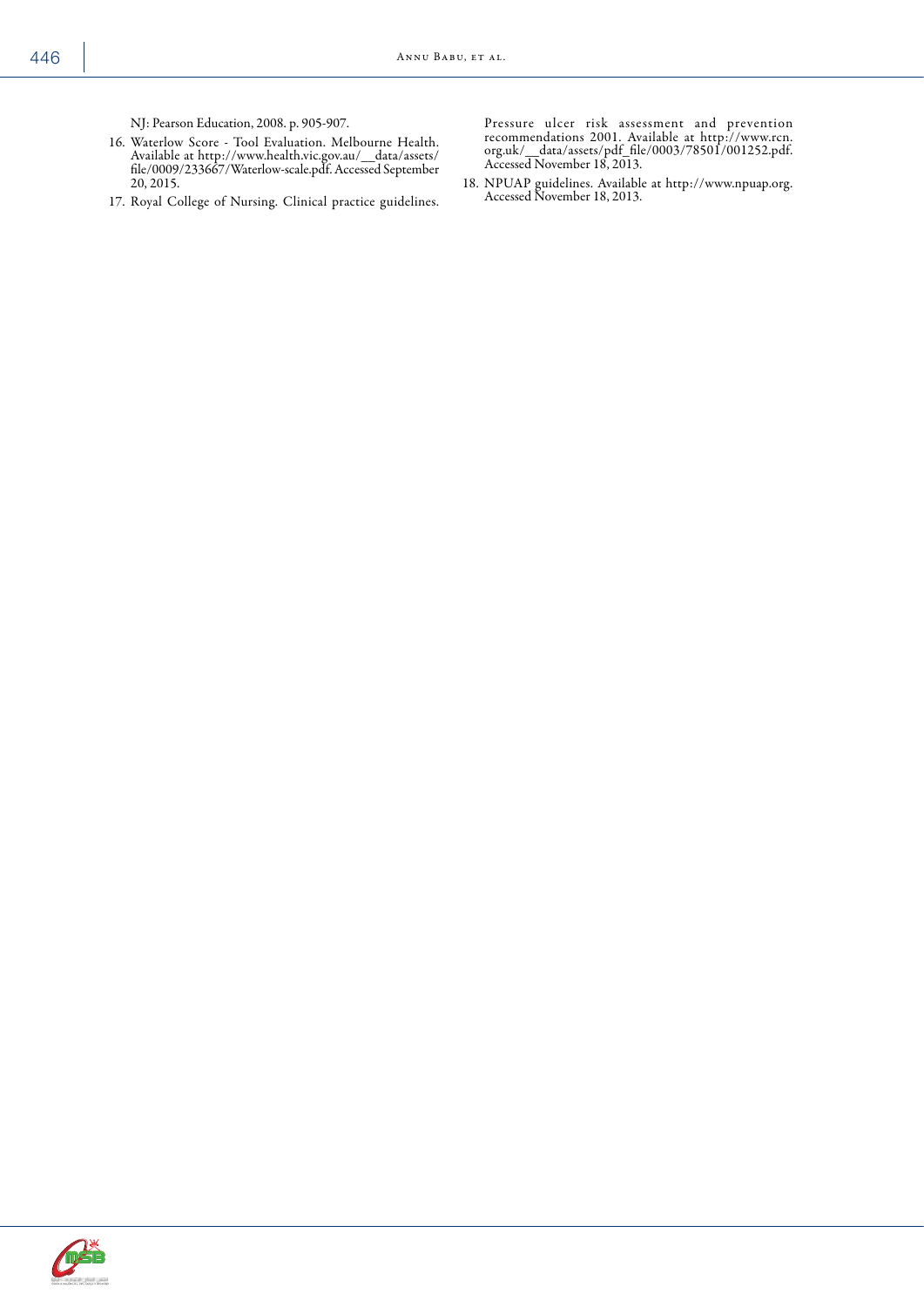NJ: Pearson Education, 2008. p. 905-907.

16. Waterlow Score - Tool Evaluation. Melbourne Health. Available at http://www.health.vic.gov.au/__data/assets/file/0009/233667/Waterlow-scale.pdf. Accessed September 20, 2015.
17. Royal College of Nursing. Clinical practice guidelines. Pressure ulcer risk assessment and prevention recommendations 2001. Available at http://www.rcn.org.uk/__data/assets/pdf_file/0003/78501/001252.pdf. Accessed November 18, 2013.
18. NPUAP guidelines. Available at http://www.npuap.org. Accessed November 18, 2013.